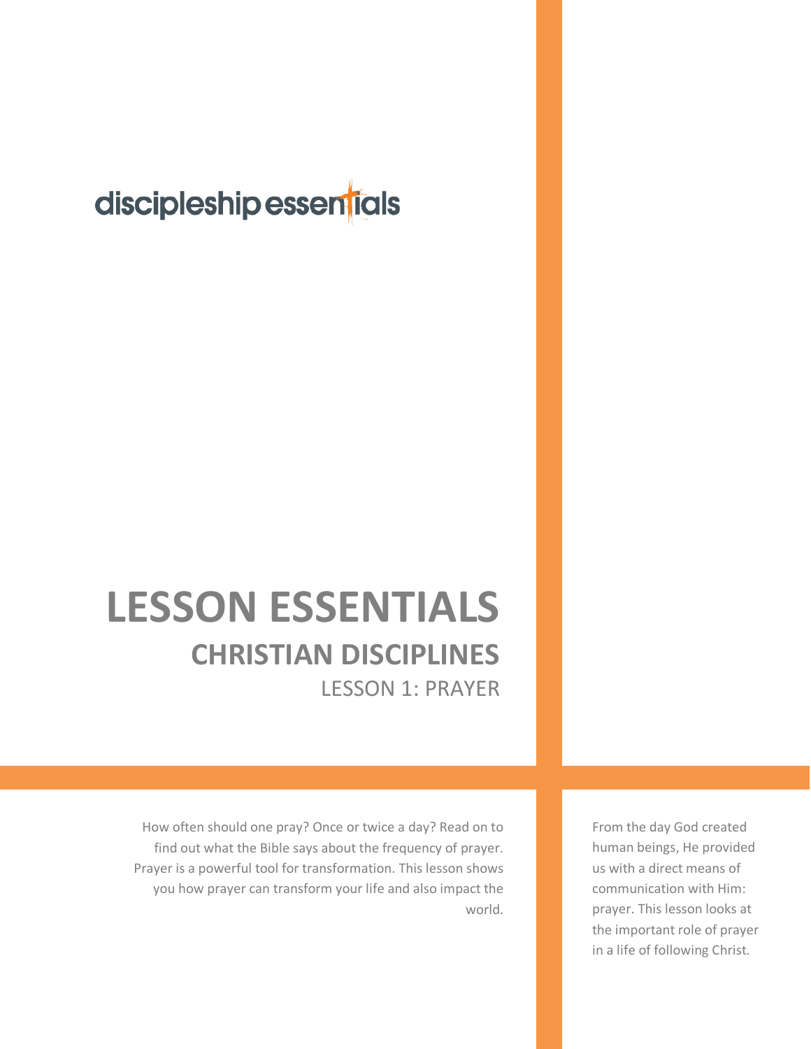discipleship essentials

# LESSON ESSENTIALS

## CHRISTIAN DISCIPLINES

### LESSON 1: PRAYER

How often should one pray? Once or twice a day? Read on to find out what the Bible says about the frequency of prayer. Prayer is a powerful tool for transformation. This lesson shows you how prayer can transform your life and also impact the world.

From the day God created human beings, He provided us with a direct means of communication with Him: prayer. This lesson looks at the important role of prayer in a life of following Christ.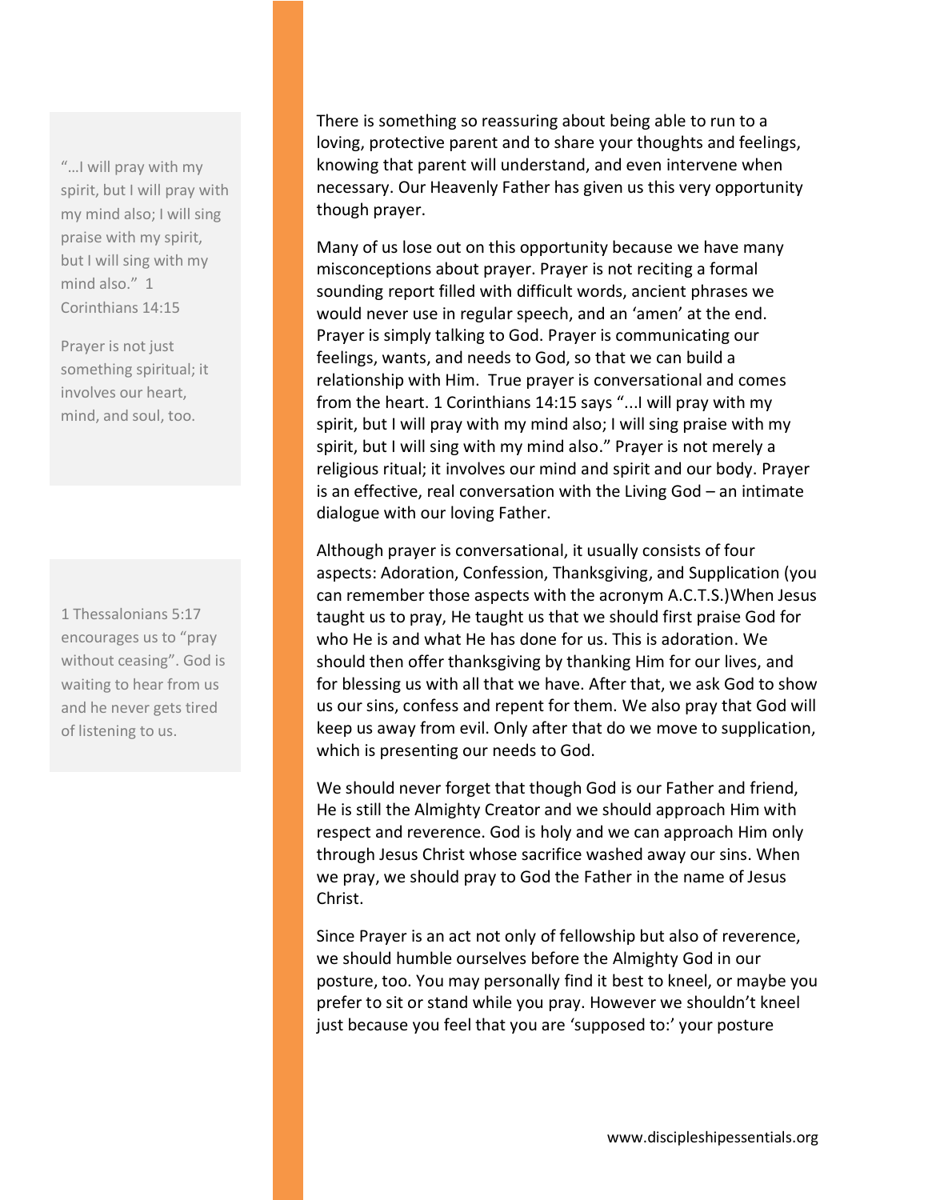> "…I will pray with my spirit, but I will pray with my mind also; I will sing praise with my spirit, but I will sing with my mind also." 1 Corinthians 14:15
>
> Prayer is not just something spiritual; it involves our heart, mind, and soul, too.

> 1 Thessalonians 5:17 encourages us to "pray without ceasing". God is waiting to hear from us and he never gets tired of listening to us.

There is something so reassuring about being able to run to a loving, protective parent and to share your thoughts and feelings, knowing that parent will understand, and even intervene when necessary. Our Heavenly Father has given us this very opportunity though prayer.

Many of us lose out on this opportunity because we have many misconceptions about prayer. Prayer is not reciting a formal sounding report filled with difficult words, ancient phrases we would never use in regular speech, and an 'amen' at the end. Prayer is simply talking to God. Prayer is communicating our feelings, wants, and needs to God, so that we can build a relationship with Him. True prayer is conversational and comes from the heart. 1 Corinthians 14:15 says "...I will pray with my spirit, but I will pray with my mind also; I will sing praise with my spirit, but I will sing with my mind also." Prayer is not merely a religious ritual; it involves our mind and spirit and our body. Prayer is an effective, real conversation with the Living God – an intimate dialogue with our loving Father.

Although prayer is conversational, it usually consists of four aspects: Adoration, Confession, Thanksgiving, and Supplication (you can remember those aspects with the acronym A.C.T.S.)When Jesus taught us to pray, He taught us that we should first praise God for who He is and what He has done for us. This is adoration. We should then offer thanksgiving by thanking Him for our lives, and for blessing us with all that we have. After that, we ask God to show us our sins, confess and repent for them. We also pray that God will keep us away from evil. Only after that do we move to supplication, which is presenting our needs to God.

We should never forget that though God is our Father and friend, He is still the Almighty Creator and we should approach Him with respect and reverence. God is holy and we can approach Him only through Jesus Christ whose sacrifice washed away our sins. When we pray, we should pray to God the Father in the name of Jesus Christ.

Since Prayer is an act not only of fellowship but also of reverence, we should humble ourselves before the Almighty God in our posture, too. You may personally find it best to kneel, or maybe you prefer to sit or stand while you pray. However we shouldn't kneel just because you feel that you are 'supposed to:' your posture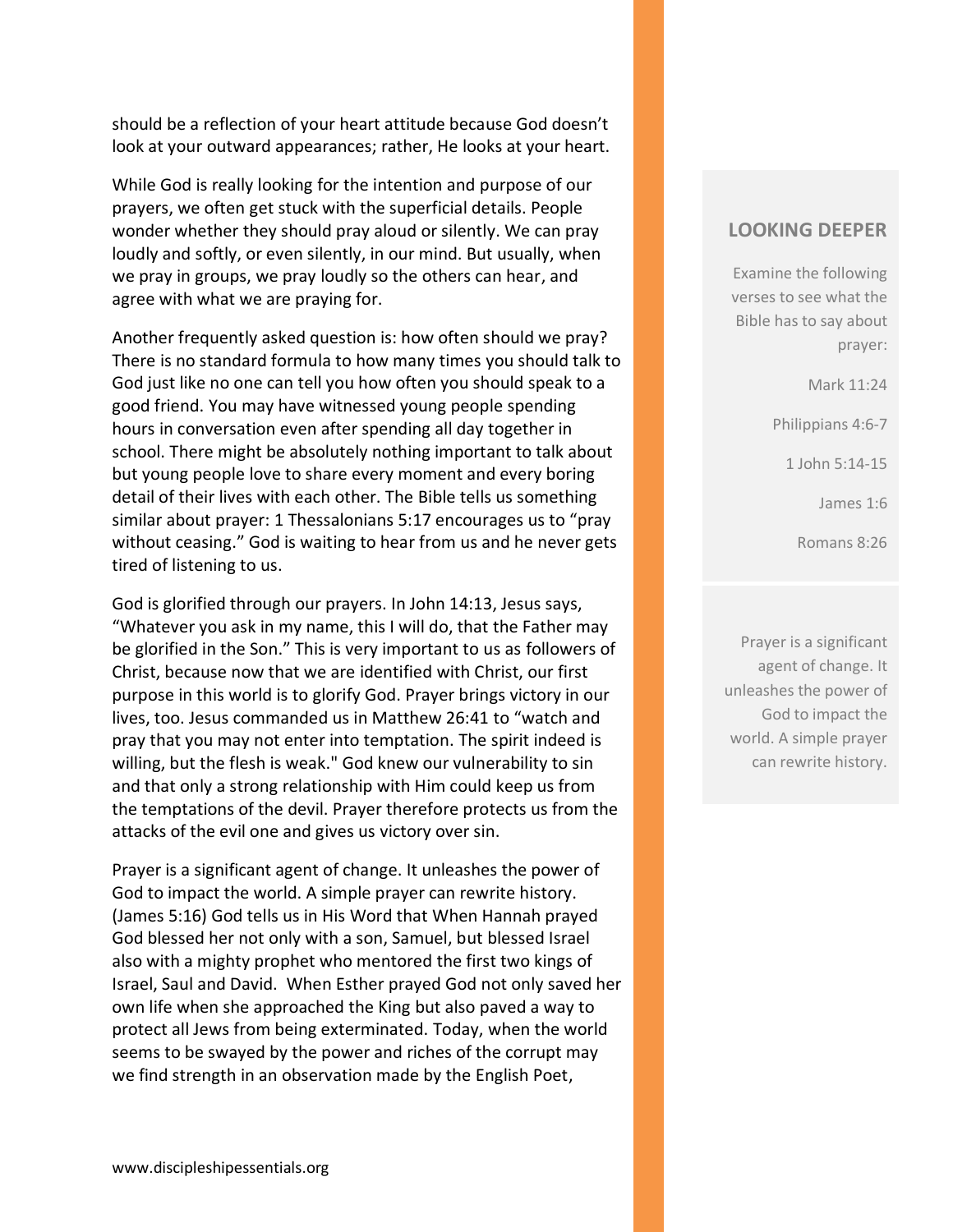should be a reflection of your heart attitude because God doesn't look at your outward appearances; rather, He looks at your heart.

While God is really looking for the intention and purpose of our prayers, we often get stuck with the superficial details. People wonder whether they should pray aloud or silently. We can pray loudly and softly, or even silently, in our mind. But usually, when we pray in groups, we pray loudly so the others can hear, and agree with what we are praying for.

Another frequently asked question is: how often should we pray? There is no standard formula to how many times you should talk to God just like no one can tell you how often you should speak to a good friend. You may have witnessed young people spending hours in conversation even after spending all day together in school. There might be absolutely nothing important to talk about but young people love to share every moment and every boring detail of their lives with each other. The Bible tells us something similar about prayer: 1 Thessalonians 5:17 encourages us to "pray without ceasing." God is waiting to hear from us and he never gets tired of listening to us.

God is glorified through our prayers. In John 14:13, Jesus says, "Whatever you ask in my name, this I will do, that the Father may be glorified in the Son." This is very important to us as followers of Christ, because now that we are identified with Christ, our first purpose in this world is to glorify God. Prayer brings victory in our lives, too. Jesus commanded us in Matthew 26:41 to "watch and pray that you may not enter into temptation. The spirit indeed is willing, but the flesh is weak." God knew our vulnerability to sin and that only a strong relationship with Him could keep us from the temptations of the devil. Prayer therefore protects us from the attacks of the evil one and gives us victory over sin.

Prayer is a significant agent of change. It unleashes the power of God to impact the world. A simple prayer can rewrite history. (James 5:16) God tells us in His Word that When Hannah prayed God blessed her not only with a son, Samuel, but blessed Israel also with a mighty prophet who mentored the first two kings of Israel, Saul and David. When Esther prayed God not only saved her own life when she approached the King but also paved a way to protect all Jews from being exterminated. Today, when the world seems to be swayed by the power and riches of the corrupt may we find strength in an observation made by the English Poet,

## LOOKING DEEPER

Examine the following verses to see what the Bible has to say about prayer:

Mark 11:24

Philippians 4:6-7

1 John 5:14-15

James 1:6

Romans 8:26

Prayer is a significant agent of change. It unleashes the power of God to impact the world. A simple prayer can rewrite history.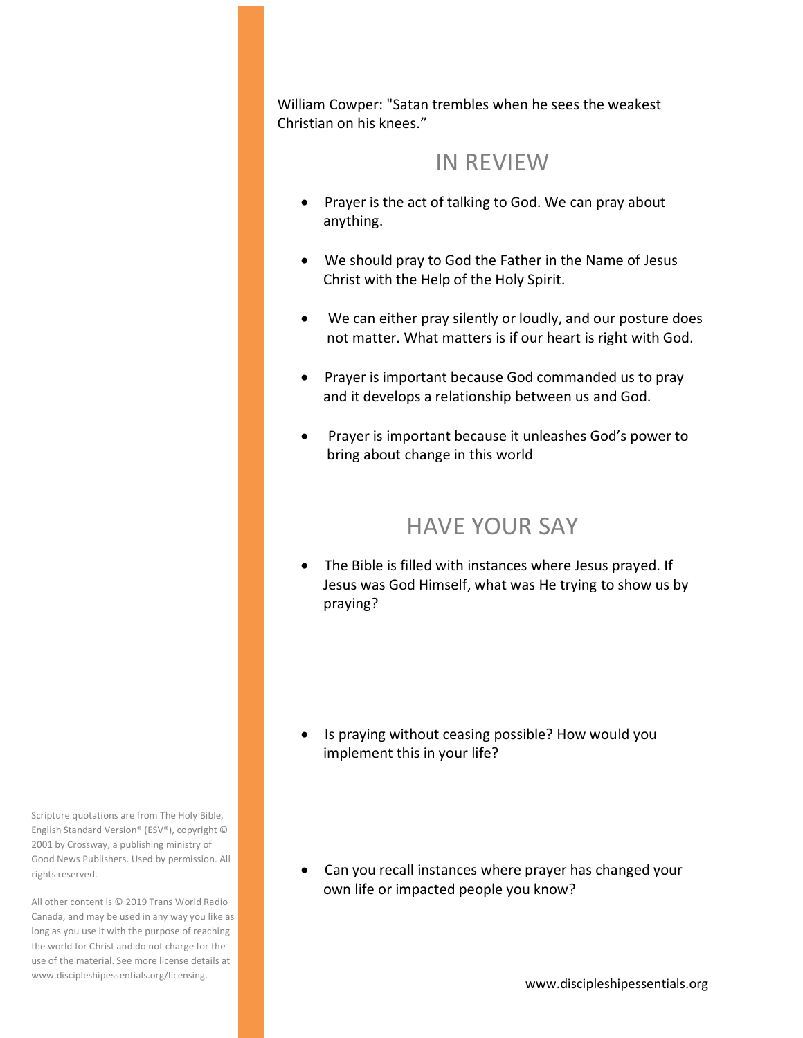William Cowper: "Satan trembles when he sees the weakest Christian on his knees."

## IN REVIEW

- Prayer is the act of talking to God. We can pray about anything.
- We should pray to God the Father in the Name of Jesus Christ with the Help of the Holy Spirit.
- We can either pray silently or loudly, and our posture does not matter. What matters is if our heart is right with God.
- Prayer is important because God commanded us to pray and it develops a relationship between us and God.
- Prayer is important because it unleashes God's power to bring about change in this world

## HAVE YOUR SAY

- The Bible is filled with instances where Jesus prayed. If Jesus was God Himself, what was He trying to show us by praying?
- Is praying without ceasing possible? How would you implement this in your life?
- Can you recall instances where prayer has changed your own life or impacted people you know?

Scripture quotations are from The Holy Bible, English Standard Version® (ESV®), copyright © 2001 by Crossway, a publishing ministry of Good News Publishers. Used by permission. All rights reserved.

All other content is © 2019 Trans World Radio Canada, and may be used in any way you like as long as you use it with the purpose of reaching the world for Christ and do not charge for the use of the material. See more license details at www.discipleshipessentials.org/licensing.

www.discipleshipessentials.org